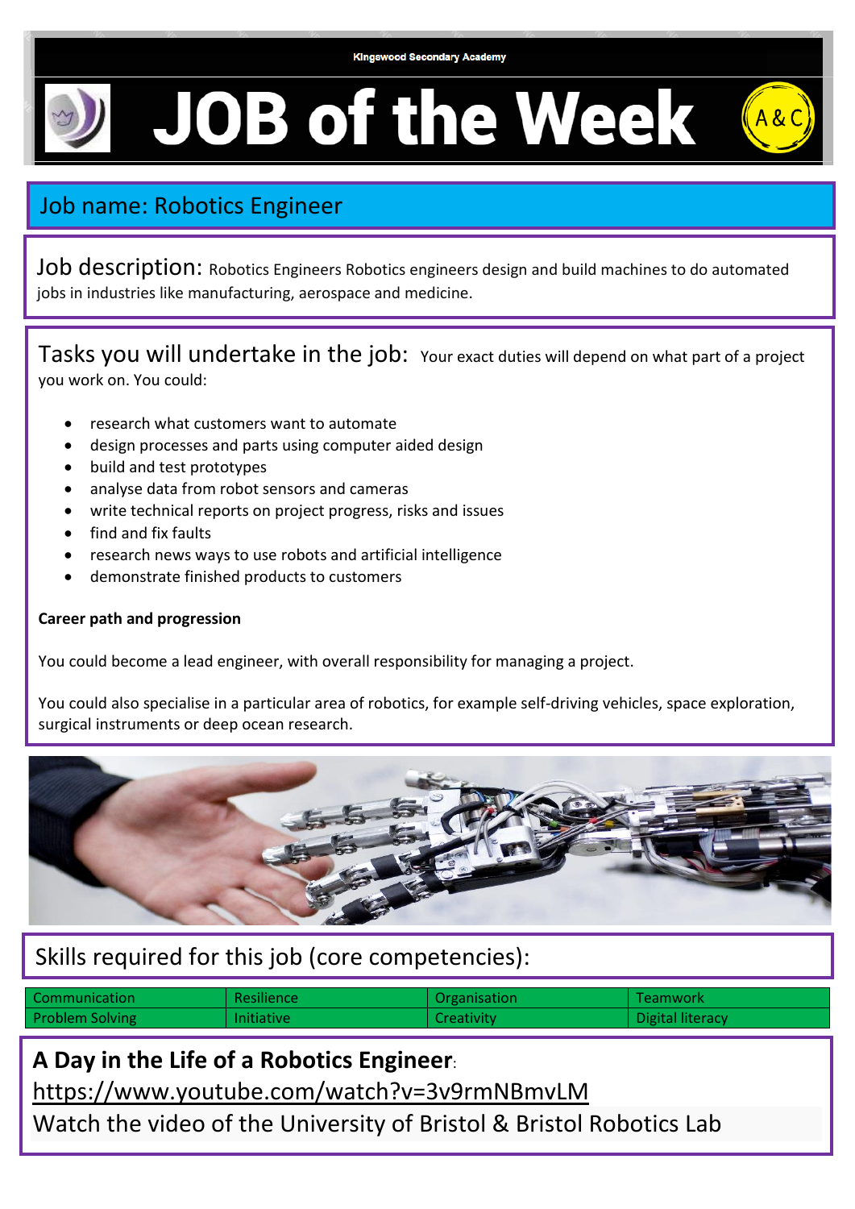Kingswood Secondary Academy

# JOB of the Week

A&C

## Job name: Robotics Engineer

**Job description:** Robotics Engineers Robotics engineers design and build machines to do automated jobs in industries like manufacturing, aerospace and medicine.

**Tasks you will undertake in the job:** Your exact duties will depend on what part of a project you work on. You could:

- research what customers want to automate
- design processes and parts using computer aided design
- build and test prototypes
- analyse data from robot sensors and cameras
- write technical reports on project progress, risks and issues
- find and fix faults
- research news ways to use robots and artificial intelligence
- demonstrate finished products to customers

**Career path and progression**

You could become a lead engineer, with overall responsibility for managing a project.

You could also specialise in a particular area of robotics, for example self-driving vehicles, space exploration, surgical instruments or deep ocean research.

## Skills required for this job (core competencies):

| Communication | Resilience | Organisation | Teamwork |
|---|---|---|---|
| Problem Solving | Initiative | Creativity | Digital literacy |

**A Day in the Life of a Robotics Engineer**:

https://www.youtube.com/watch?v=3v9rmNBmvLM

Watch the video of the University of Bristol & Bristol Robotics Lab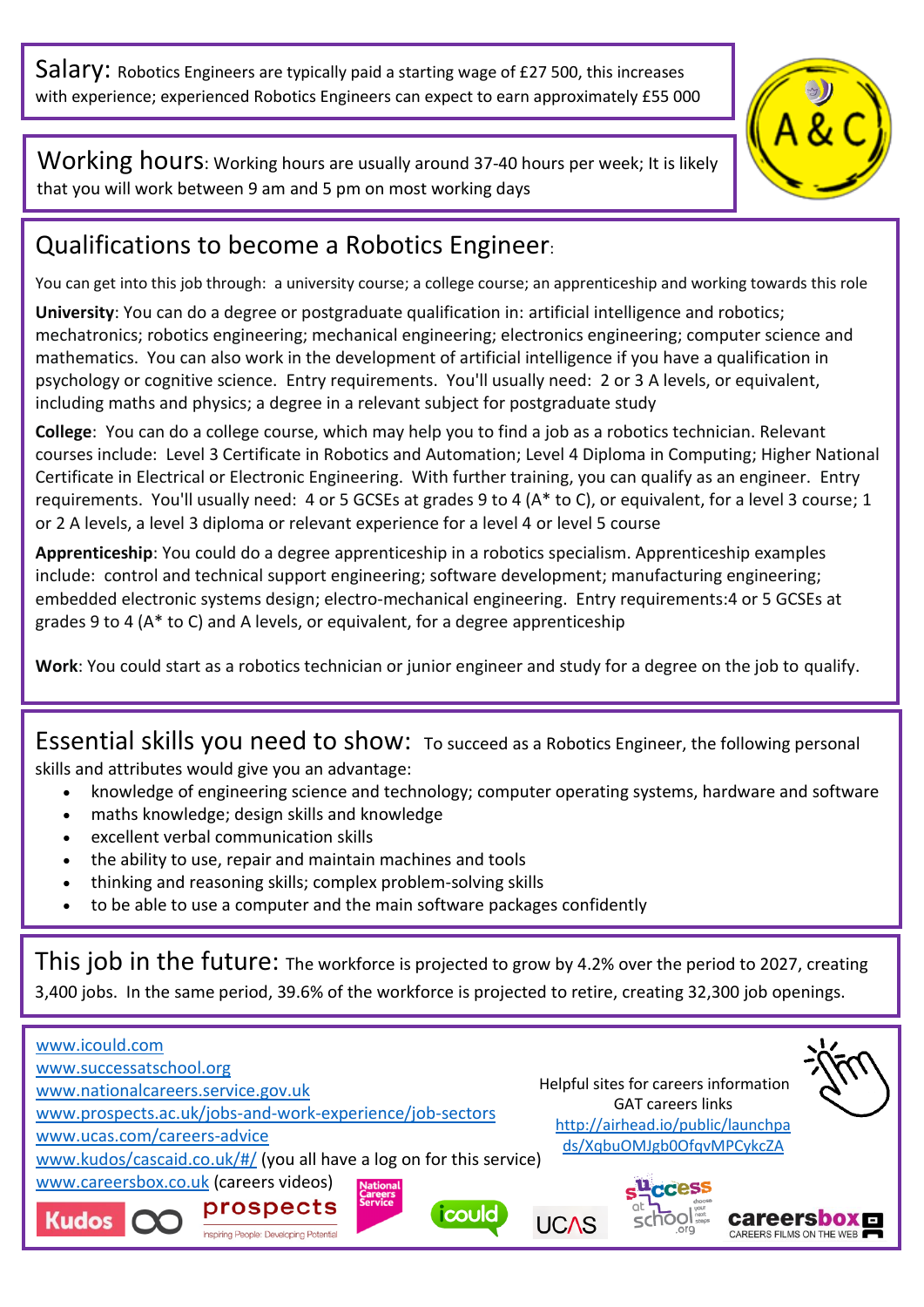**Salary:** Robotics Engineers are typically paid a starting wage of £27 500, this increases with experience; experienced Robotics Engineers can expect to earn approximately £55 000

**Working hours:** Working hours are usually around 37-40 hours per week; It is likely that you will work between 9 am and 5 pm on most working days

## Qualifications to become a Robotics Engineer:

You can get into this job through: a university course; a college course; an apprenticeship and working towards this role

**University**: You can do a degree or postgraduate qualification in: artificial intelligence and robotics; mechatronics; robotics engineering; mechanical engineering; electronics engineering; computer science and mathematics. You can also work in the development of artificial intelligence if you have a qualification in psychology or cognitive science. Entry requirements. You'll usually need: 2 or 3 A levels, or equivalent, including maths and physics; a degree in a relevant subject for postgraduate study

**College**: You can do a college course, which may help you to find a job as a robotics technician. Relevant courses include: Level 3 Certificate in Robotics and Automation; Level 4 Diploma in Computing; Higher National Certificate in Electrical or Electronic Engineering. With further training, you can qualify as an engineer. Entry requirements. You'll usually need: 4 or 5 GCSEs at grades 9 to 4 (A* to C), or equivalent, for a level 3 course; 1 or 2 A levels, a level 3 diploma or relevant experience for a level 4 or level 5 course

**Apprenticeship**: You could do a degree apprenticeship in a robotics specialism. Apprenticeship examples include: control and technical support engineering; software development; manufacturing engineering; embedded electronic systems design; electro-mechanical engineering. Entry requirements:4 or 5 GCSEs at grades 9 to 4 (A* to C) and A levels, or equivalent, for a degree apprenticeship

**Work**: You could start as a robotics technician or junior engineer and study for a degree on the job to qualify.

## Essential skills you need to show:

To succeed as a Robotics Engineer, the following personal skills and attributes would give you an advantage:

- knowledge of engineering science and technology; computer operating systems, hardware and software
- maths knowledge; design skills and knowledge
- excellent verbal communication skills
- the ability to use, repair and maintain machines and tools
- thinking and reasoning skills; complex problem-solving skills
- to be able to use a computer and the main software packages confidently

## This job in the future:

The workforce is projected to grow by 4.2% over the period to 2027, creating 3,400 jobs. In the same period, 39.6% of the workforce is projected to retire, creating 32,300 job openings.

www.icould.com
www.successatschool.org
www.nationalcareers.service.gov.uk
www.prospects.ac.uk/jobs-and-work-experience/job-sectors
www.ucas.com/careers-advice
www.kudos/cascaid.co.uk/#/ (you all have a log on for this service)
www.careersbox.co.uk (careers videos)

Helpful sites for careers information
GAT careers links
http://airhead.io/public/launchpads/XqbuOMJgb0OfqvMPCykcZA